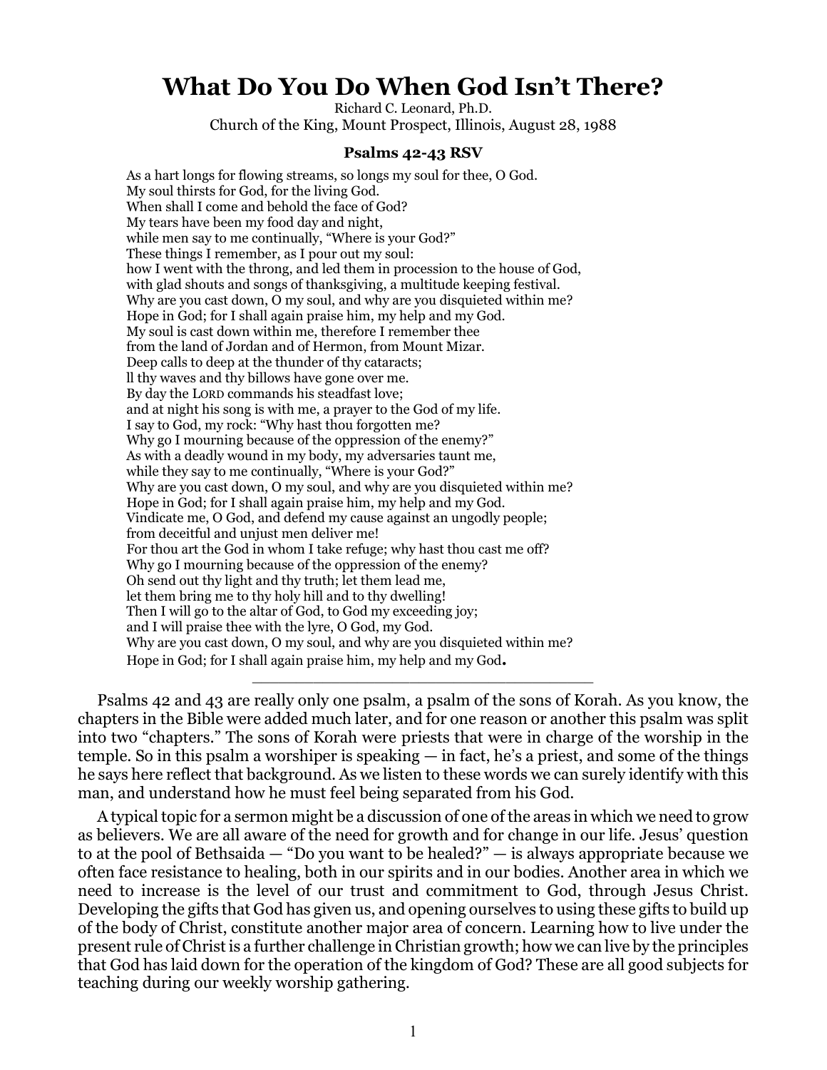# What Do You Do When God Isn't There?

Richard C. Leonard, Ph.D.
Church of the King, Mount Prospect, Illinois, August 28, 1988

### Psalms 42-43 RSV

As a hart longs for flowing streams, so longs my soul for thee, O God.
My soul thirsts for God, for the living God.
When shall I come and behold the face of God?
My tears have been my food day and night,
while men say to me continually, "Where is your God?"
These things I remember, as I pour out my soul:
how I went with the throng, and led them in procession to the house of God,
with glad shouts and songs of thanksgiving, a multitude keeping festival.
Why are you cast down, O my soul, and why are you disquieted within me?
Hope in God; for I shall again praise him, my help and my God.
My soul is cast down within me, therefore I remember thee
from the land of Jordan and of Hermon, from Mount Mizar.
Deep calls to deep at the thunder of thy cataracts;
ll thy waves and thy billows have gone over me.
By day the LORD commands his steadfast love;
and at night his song is with me, a prayer to the God of my life.
I say to God, my rock: "Why hast thou forgotten me?
Why go I mourning because of the oppression of the enemy?"
As with a deadly wound in my body, my adversaries taunt me,
while they say to me continually, "Where is your God?"
Why are you cast down, O my soul, and why are you disquieted within me?
Hope in God; for I shall again praise him, my help and my God.
Vindicate me, O God, and defend my cause against an ungodly people;
from deceitful and unjust men deliver me!
For thou art the God in whom I take refuge; why hast thou cast me off?
Why go I mourning because of the oppression of the enemy?
Oh send out thy light and thy truth; let them lead me,
let them bring me to thy holy hill and to thy dwelling!
Then I will go to the altar of God, to God my exceeding joy;
and I will praise thee with the lyre, O God, my God.
Why are you cast down, O my soul, and why are you disquieted within me?
Hope in God; for I shall again praise him, my help and my God**.**

---

Psalms 42 and 43 are really only one psalm, a psalm of the sons of Korah. As you know, the chapters in the Bible were added much later, and for one reason or another this psalm was split into two "chapters." The sons of Korah were priests that were in charge of the worship in the temple. So in this psalm a worshiper is speaking — in fact, he's a priest, and some of the things he says here reflect that background. As we listen to these words we can surely identify with this man, and understand how he must feel being separated from his God.

A typical topic for a sermon might be a discussion of one of the areas in which we need to grow as believers. We are all aware of the need for growth and for change in our life. Jesus' question to at the pool of Bethsaida — "Do you want to be healed?" — is always appropriate because we often face resistance to healing, both in our spirits and in our bodies. Another area in which we need to increase is the level of our trust and commitment to God, through Jesus Christ. Developing the gifts that God has given us, and opening ourselves to using these gifts to build up of the body of Christ, constitute another major area of concern. Learning how to live under the present rule of Christ is a further challenge in Christian growth; how we can live by the principles that God has laid down for the operation of the kingdom of God? These are all good subjects for teaching during our weekly worship gathering.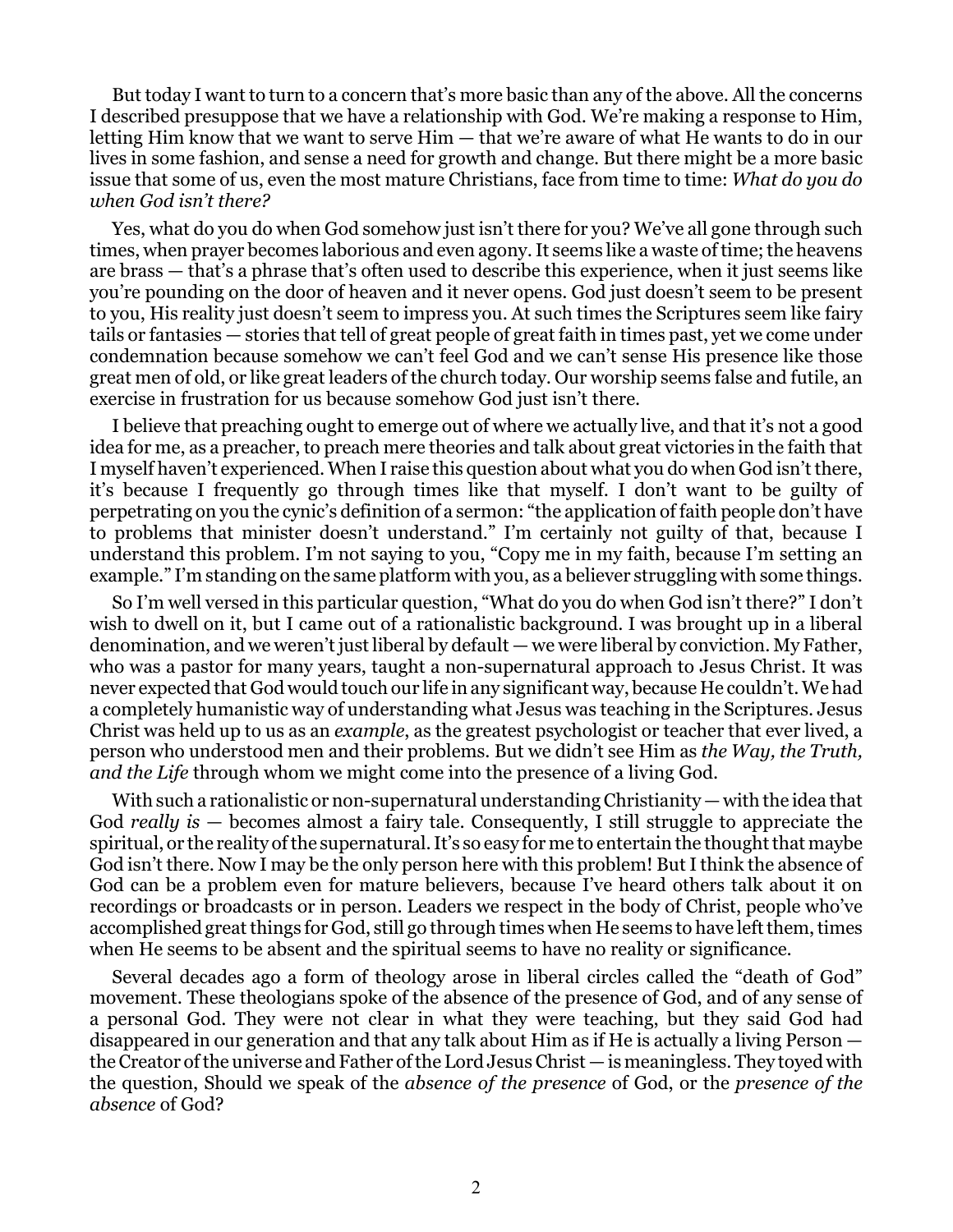But today I want to turn to a concern that's more basic than any of the above. All the concerns I described presuppose that we have a relationship with God. We're making a response to Him, letting Him know that we want to serve Him — that we're aware of what He wants to do in our lives in some fashion, and sense a need for growth and change. But there might be a more basic issue that some of us, even the most mature Christians, face from time to time: *What do you do when God isn't there?*

Yes, what do you do when God somehow just isn't there for you? We've all gone through such times, when prayer becomes laborious and even agony. It seems like a waste of time; the heavens are brass — that's a phrase that's often used to describe this experience, when it just seems like you're pounding on the door of heaven and it never opens. God just doesn't seem to be present to you, His reality just doesn't seem to impress you. At such times the Scriptures seem like fairy tails or fantasies — stories that tell of great people of great faith in times past, yet we come under condemnation because somehow we can't feel God and we can't sense His presence like those great men of old, or like great leaders of the church today. Our worship seems false and futile, an exercise in frustration for us because somehow God just isn't there.

I believe that preaching ought to emerge out of where we actually live, and that it's not a good idea for me, as a preacher, to preach mere theories and talk about great victories in the faith that I myself haven't experienced. When I raise this question about what you do when God isn't there, it's because I frequently go through times like that myself. I don't want to be guilty of perpetrating on you the cynic's definition of a sermon: "the application of faith people don't have to problems that minister doesn't understand." I'm certainly not guilty of that, because I understand this problem. I'm not saying to you, "Copy me in my faith, because I'm setting an example." I'm standing on the same platform with you, as a believer struggling with some things.

So I'm well versed in this particular question, "What do you do when God isn't there?" I don't wish to dwell on it, but I came out of a rationalistic background. I was brought up in a liberal denomination, and we weren't just liberal by default — we were liberal by conviction. My Father, who was a pastor for many years, taught a non-supernatural approach to Jesus Christ. It was never expected that God would touch our life in any significant way, because He couldn't. We had a completely humanistic way of understanding what Jesus was teaching in the Scriptures. Jesus Christ was held up to us as an *example*, as the greatest psychologist or teacher that ever lived, a person who understood men and their problems. But we didn't see Him as *the Way, the Truth, and the Life* through whom we might come into the presence of a living God.

With such a rationalistic or non-supernatural understanding Christianity — with the idea that God *really is* — becomes almost a fairy tale. Consequently, I still struggle to appreciate the spiritual, or the reality of the supernatural. It's so easy for me to entertain the thought that maybe God isn't there. Now I may be the only person here with this problem! But I think the absence of God can be a problem even for mature believers, because I've heard others talk about it on recordings or broadcasts or in person. Leaders we respect in the body of Christ, people who've accomplished great things for God, still go through times when He seems to have left them, times when He seems to be absent and the spiritual seems to have no reality or significance.

Several decades ago a form of theology arose in liberal circles called the "death of God" movement. These theologians spoke of the absence of the presence of God, and of any sense of a personal God. They were not clear in what they were teaching, but they said God had disappeared in our generation and that any talk about Him as if He is actually a living Person — the Creator of the universe and Father of the Lord Jesus Christ — is meaningless. They toyed with the question, Should we speak of the *absence of the presence* of God, or the *presence of the absence* of God?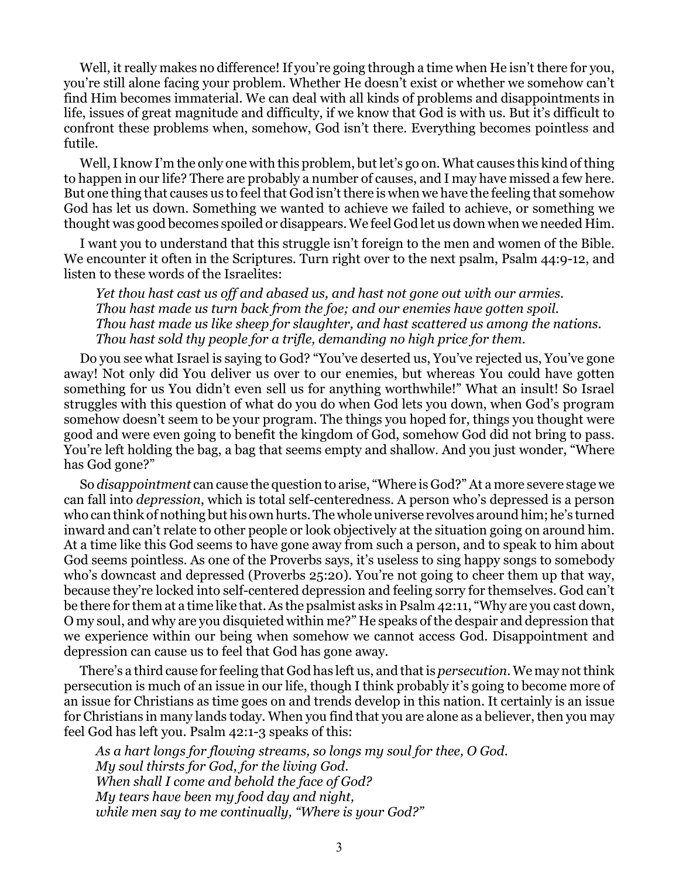Well, it really makes no difference! If you're going through a time when He isn't there for you, you're still alone facing your problem. Whether He doesn't exist or whether we somehow can't find Him becomes immaterial. We can deal with all kinds of problems and disappointments in life, issues of great magnitude and difficulty, if we know that God is with us. But it's difficult to confront these problems when, somehow, God isn't there. Everything becomes pointless and futile.

Well, I know I'm the only one with this problem, but let's go on. What causes this kind of thing to happen in our life? There are probably a number of causes, and I may have missed a few here. But one thing that causes us to feel that God isn't there is when we have the feeling that somehow God has let us down. Something we wanted to achieve we failed to achieve, or something we thought was good becomes spoiled or disappears. We feel God let us down when we needed Him.

I want you to understand that this struggle isn't foreign to the men and women of the Bible. We encounter it often in the Scriptures. Turn right over to the next psalm, Psalm 44:9-12, and listen to these words of the Israelites:

> *Yet thou hast cast us off and abased us, and hast not gone out with our armies.*
> *Thou hast made us turn back from the foe; and our enemies have gotten spoil.*
> *Thou hast made us like sheep for slaughter, and hast scattered us among the nations.*
> *Thou hast sold thy people for a trifle, demanding no high price for them.*

Do you see what Israel is saying to God? "You've deserted us, You've rejected us, You've gone away! Not only did You deliver us over to our enemies, but whereas You could have gotten something for us You didn't even sell us for anything worthwhile!" What an insult! So Israel struggles with this question of what do you do when God lets you down, when God's program somehow doesn't seem to be your program. The things you hoped for, things you thought were good and were even going to benefit the kingdom of God, somehow God did not bring to pass. You're left holding the bag, a bag that seems empty and shallow. And you just wonder, "Where has God gone?"

So *disappointment* can cause the question to arise, "Where is God?" At a more severe stage we can fall into *depression*, which is total self-centeredness. A person who's depressed is a person who can think of nothing but his own hurts. The whole universe revolves around him; he's turned inward and can't relate to other people or look objectively at the situation going on around him. At a time like this God seems to have gone away from such a person, and to speak to him about God seems pointless. As one of the Proverbs says, it's useless to sing happy songs to somebody who's downcast and depressed (Proverbs 25:20). You're not going to cheer them up that way, because they're locked into self-centered depression and feeling sorry for themselves. God can't be there for them at a time like that. As the psalmist asks in Psalm 42:11, "Why are you cast down, O my soul, and why are you disquieted within me?" He speaks of the despair and depression that we experience within our being when somehow we cannot access God. Disappointment and depression can cause us to feel that God has gone away.

There's a third cause for feeling that God has left us, and that is *persecution*. We may not think persecution is much of an issue in our life, though I think probably it's going to become more of an issue for Christians as time goes on and trends develop in this nation. It certainly is an issue for Christians in many lands today. When you find that you are alone as a believer, then you may feel God has left you. Psalm 42:1-3 speaks of this:

> *As a hart longs for flowing streams, so longs my soul for thee, O God.*
> *My soul thirsts for God, for the living God.*
> *When shall I come and behold the face of God?*
> *My tears have been my food day and night,*
> *while men say to me continually, "Where is your God?"*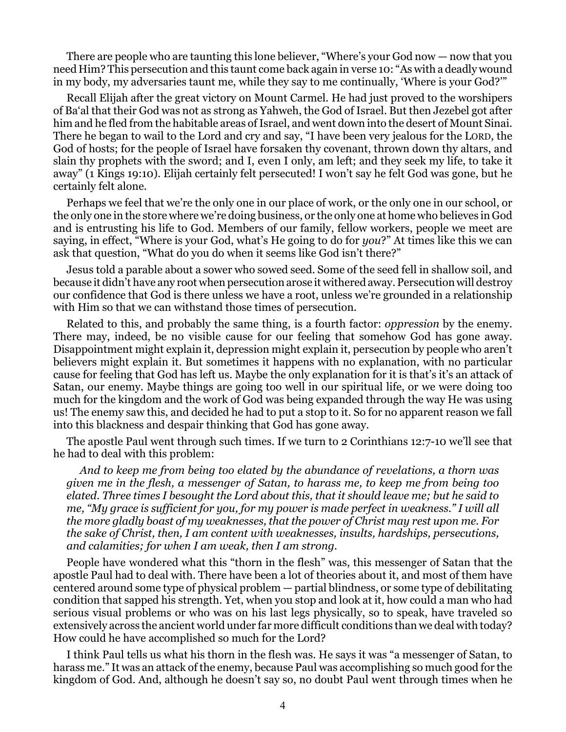There are people who are taunting this lone believer, "Where's your God now — now that you need Him? This persecution and this taunt come back again in verse 10: "As with a deadly wound in my body, my adversaries taunt me, while they say to me continually, 'Where is your God?'"

Recall Elijah after the great victory on Mount Carmel. He had just proved to the worshipers of Ba'al that their God was not as strong as Yahweh, the God of Israel. But then Jezebel got after him and he fled from the habitable areas of Israel, and went down into the desert of Mount Sinai. There he began to wail to the Lord and cry and say, "I have been very jealous for the LORD, the God of hosts; for the people of Israel have forsaken thy covenant, thrown down thy altars, and slain thy prophets with the sword; and I, even I only, am left; and they seek my life, to take it away" (1 Kings 19:10). Elijah certainly felt persecuted! I won't say he felt God was gone, but he certainly felt alone.

Perhaps we feel that we're the only one in our place of work, or the only one in our school, or the only one in the store where we're doing business, or the only one at home who believes in God and is entrusting his life to God. Members of our family, fellow workers, people we meet are saying, in effect, "Where is your God, what's He going to do for *you*?" At times like this we can ask that question, "What do you do when it seems like God isn't there?"

Jesus told a parable about a sower who sowed seed. Some of the seed fell in shallow soil, and because it didn't have any root when persecution arose it withered away. Persecution will destroy our confidence that God is there unless we have a root, unless we're grounded in a relationship with Him so that we can withstand those times of persecution.

Related to this, and probably the same thing, is a fourth factor: *oppression* by the enemy. There may, indeed, be no visible cause for our feeling that somehow God has gone away. Disappointment might explain it, depression might explain it, persecution by people who aren't believers might explain it. But sometimes it happens with no explanation, with no particular cause for feeling that God has left us. Maybe the only explanation for it is that's it's an attack of Satan, our enemy. Maybe things are going too well in our spiritual life, or we were doing too much for the kingdom and the work of God was being expanded through the way He was using us! The enemy saw this, and decided he had to put a stop to it. So for no apparent reason we fall into this blackness and despair thinking that God has gone away.

The apostle Paul went through such times. If we turn to 2 Corinthians 12:7-10 we'll see that he had to deal with this problem:

> *And to keep me from being too elated by the abundance of revelations, a thorn was given me in the flesh, a messenger of Satan, to harass me, to keep me from being too elated. Three times I besought the Lord about this, that it should leave me; but he said to me, "My grace is sufficient for you, for my power is made perfect in weakness." I will all the more gladly boast of my weaknesses, that the power of Christ may rest upon me. For the sake of Christ, then, I am content with weaknesses, insults, hardships, persecutions, and calamities; for when I am weak, then I am strong.*

People have wondered what this "thorn in the flesh" was, this messenger of Satan that the apostle Paul had to deal with. There have been a lot of theories about it, and most of them have centered around some type of physical problem — partial blindness, or some type of debilitating condition that sapped his strength. Yet, when you stop and look at it, how could a man who had serious visual problems or who was on his last legs physically, so to speak, have traveled so extensively across the ancient world under far more difficult conditions than we deal with today? How could he have accomplished so much for the Lord?

I think Paul tells us what his thorn in the flesh was. He says it was "a messenger of Satan, to harass me." It was an attack of the enemy, because Paul was accomplishing so much good for the kingdom of God. And, although he doesn't say so, no doubt Paul went through times when he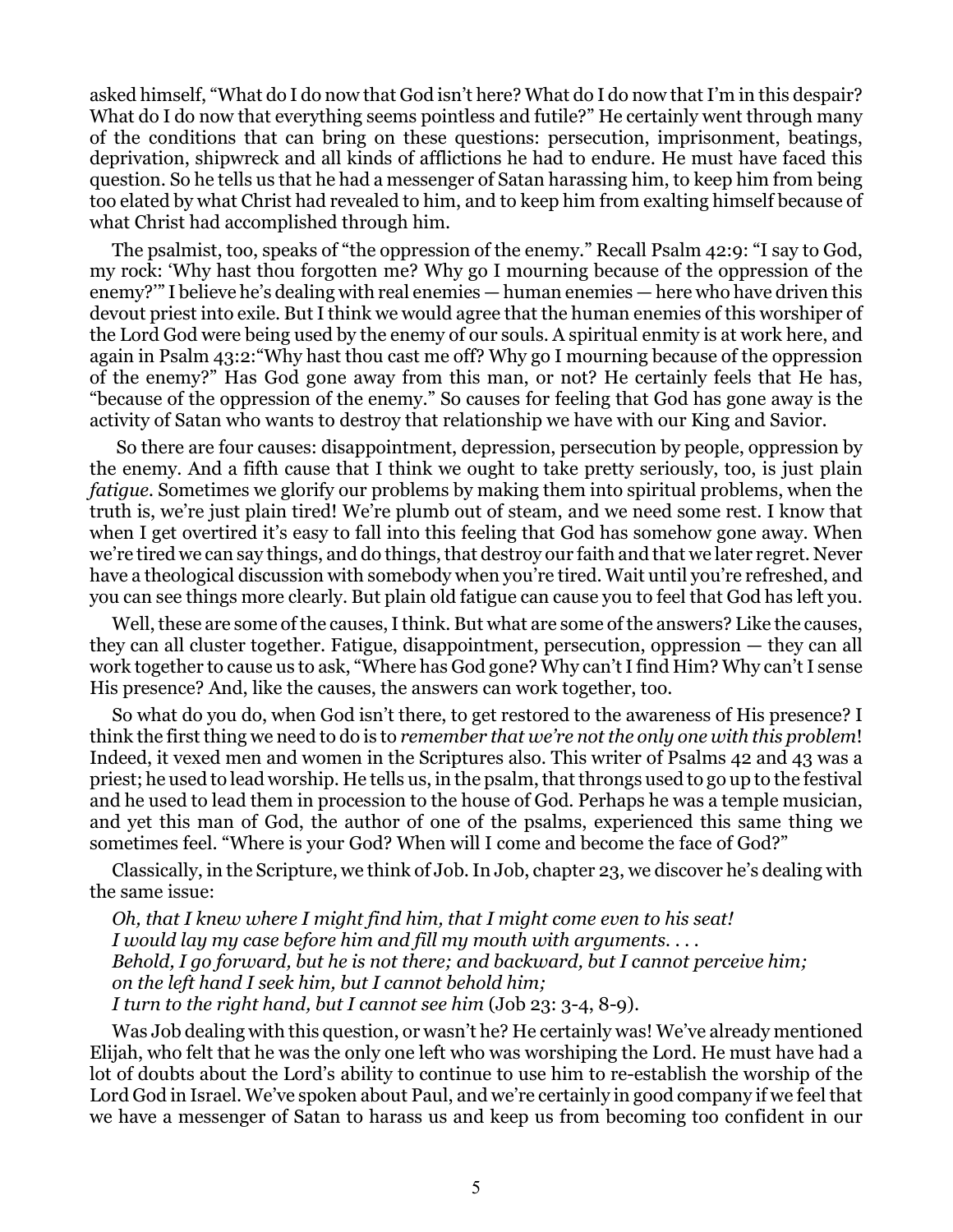asked himself, "What do I do now that God isn't here? What do I do now that I'm in this despair? What do I do now that everything seems pointless and futile?" He certainly went through many of the conditions that can bring on these questions: persecution, imprisonment, beatings, deprivation, shipwreck and all kinds of afflictions he had to endure. He must have faced this question. So he tells us that he had a messenger of Satan harassing him, to keep him from being too elated by what Christ had revealed to him, and to keep him from exalting himself because of what Christ had accomplished through him.

The psalmist, too, speaks of "the oppression of the enemy." Recall Psalm 42:9: "I say to God, my rock: 'Why hast thou forgotten me? Why go I mourning because of the oppression of the enemy?'" I believe he's dealing with real enemies — human enemies — here who have driven this devout priest into exile. But I think we would agree that the human enemies of this worshiper of the Lord God were being used by the enemy of our souls. A spiritual enmity is at work here, and again in Psalm 43:2:"Why hast thou cast me off? Why go I mourning because of the oppression of the enemy?" Has God gone away from this man, or not? He certainly feels that He has, "because of the oppression of the enemy." So causes for feeling that God has gone away is the activity of Satan who wants to destroy that relationship we have with our King and Savior.

So there are four causes: disappointment, depression, persecution by people, oppression by the enemy. And a fifth cause that I think we ought to take pretty seriously, too, is just plain *fatigue*. Sometimes we glorify our problems by making them into spiritual problems, when the truth is, we're just plain tired! We're plumb out of steam, and we need some rest. I know that when I get overtired it's easy to fall into this feeling that God has somehow gone away. When we're tired we can say things, and do things, that destroy our faith and that we later regret. Never have a theological discussion with somebody when you're tired. Wait until you're refreshed, and you can see things more clearly. But plain old fatigue can cause you to feel that God has left you.

Well, these are some of the causes, I think. But what are some of the answers? Like the causes, they can all cluster together. Fatigue, disappointment, persecution, oppression — they can all work together to cause us to ask, "Where has God gone? Why can't I find Him? Why can't I sense His presence? And, like the causes, the answers can work together, too.

So what do you do, when God isn't there, to get restored to the awareness of His presence? I think the first thing we need to do is to *remember that we're not the only one with this problem*! Indeed, it vexed men and women in the Scriptures also. This writer of Psalms 42 and 43 was a priest; he used to lead worship. He tells us, in the psalm, that throngs used to go up to the festival and he used to lead them in procession to the house of God. Perhaps he was a temple musician, and yet this man of God, the author of one of the psalms, experienced this same thing we sometimes feel. "Where is your God? When will I come and become the face of God?"

Classically, in the Scripture, we think of Job. In Job, chapter 23, we discover he's dealing with the same issue:

*Oh, that I knew where I might find him, that I might come even to his seat!*
*I would lay my case before him and fill my mouth with arguments. . . .*
*Behold, I go forward, but he is not there; and backward, but I cannot perceive him;*
*on the left hand I seek him, but I cannot behold him;*
*I turn to the right hand, but I cannot see him* (Job 23: 3-4, 8-9).

Was Job dealing with this question, or wasn't he? He certainly was! We've already mentioned Elijah, who felt that he was the only one left who was worshiping the Lord. He must have had a lot of doubts about the Lord's ability to continue to use him to re-establish the worship of the Lord God in Israel. We've spoken about Paul, and we're certainly in good company if we feel that we have a messenger of Satan to harass us and keep us from becoming too confident in our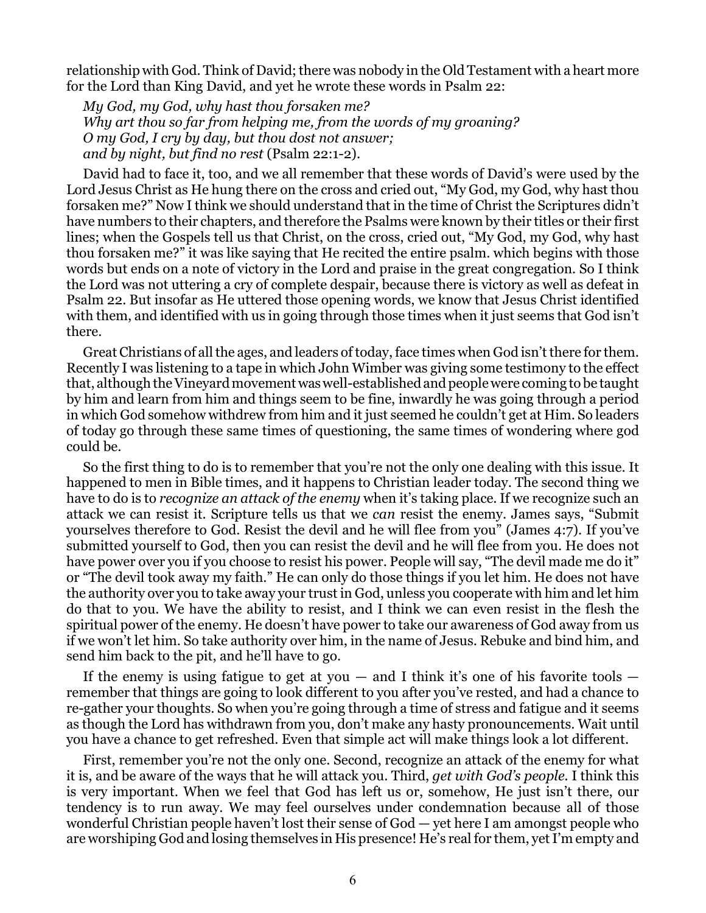relationship with God. Think of David; there was nobody in the Old Testament with a heart more for the Lord than King David, and yet he wrote these words in Psalm 22:

> *My God, my God, why hast thou forsaken me?*
> *Why art thou so far from helping me, from the words of my groaning?*
> *O my God, I cry by day, but thou dost not answer;*
> *and by night, but find no rest* (Psalm 22:1-2).

David had to face it, too, and we all remember that these words of David's were used by the Lord Jesus Christ as He hung there on the cross and cried out, "My God, my God, why hast thou forsaken me?" Now I think we should understand that in the time of Christ the Scriptures didn't have numbers to their chapters, and therefore the Psalms were known by their titles or their first lines; when the Gospels tell us that Christ, on the cross, cried out, "My God, my God, why hast thou forsaken me?" it was like saying that He recited the entire psalm. which begins with those words but ends on a note of victory in the Lord and praise in the great congregation. So I think the Lord was not uttering a cry of complete despair, because there is victory as well as defeat in Psalm 22. But insofar as He uttered those opening words, we know that Jesus Christ identified with them, and identified with us in going through those times when it just seems that God isn't there.

Great Christians of all the ages, and leaders of today, face times when God isn't there for them. Recently I was listening to a tape in which John Wimber was giving some testimony to the effect that, although the Vineyard movement was well-established and people were coming to be taught by him and learn from him and things seem to be fine, inwardly he was going through a period in which God somehow withdrew from him and it just seemed he couldn't get at Him. So leaders of today go through these same times of questioning, the same times of wondering where god could be.

So the first thing to do is to remember that you're not the only one dealing with this issue. It happened to men in Bible times, and it happens to Christian leader today. The second thing we have to do is to *recognize an attack of the enemy* when it's taking place. If we recognize such an attack we can resist it. Scripture tells us that we *can* resist the enemy. James says, "Submit yourselves therefore to God. Resist the devil and he will flee from you" (James 4:7). If you've submitted yourself to God, then you can resist the devil and he will flee from you. He does not have power over you if you choose to resist his power. People will say, "The devil made me do it" or "The devil took away my faith." He can only do those things if you let him. He does not have the authority over you to take away your trust in God, unless you cooperate with him and let him do that to you. We have the ability to resist, and I think we can even resist in the flesh the spiritual power of the enemy. He doesn't have power to take our awareness of God away from us if we won't let him. So take authority over him, in the name of Jesus. Rebuke and bind him, and send him back to the pit, and he'll have to go.

If the enemy is using fatigue to get at you — and I think it's one of his favorite tools — remember that things are going to look different to you after you've rested, and had a chance to re-gather your thoughts. So when you're going through a time of stress and fatigue and it seems as though the Lord has withdrawn from you, don't make any hasty pronouncements. Wait until you have a chance to get refreshed. Even that simple act will make things look a lot different.

First, remember you're not the only one. Second, recognize an attack of the enemy for what it is, and be aware of the ways that he will attack you. Third, *get with God's people.* I think this is very important. When we feel that God has left us or, somehow, He just isn't there, our tendency is to run away. We may feel ourselves under condemnation because all of those wonderful Christian people haven't lost their sense of God — yet here I am amongst people who are worshiping God and losing themselves in His presence! He's real for them, yet I'm empty and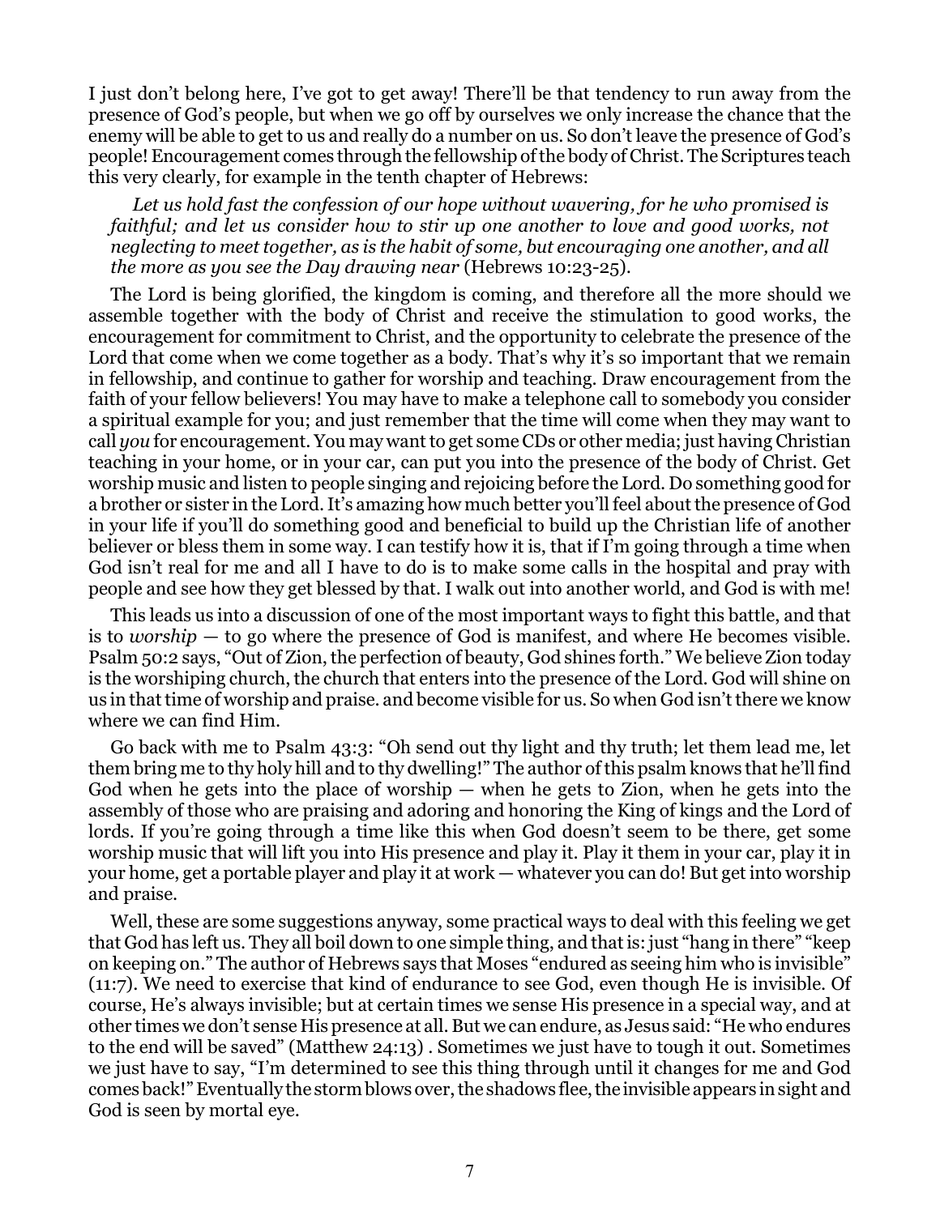I just don't belong here, I've got to get away! There'll be that tendency to run away from the presence of God's people, but when we go off by ourselves we only increase the chance that the enemy will be able to get to us and really do a number on us. So don't leave the presence of God's people! Encouragement comes through the fellowship of the body of Christ. The Scriptures teach this very clearly, for example in the tenth chapter of Hebrews:

> *Let us hold fast the confession of our hope without wavering, for he who promised is faithful; and let us consider how to stir up one another to love and good works, not neglecting to meet together, as is the habit of some, but encouraging one another, and all the more as you see the Day drawing near* (Hebrews 10:23-25).

The Lord is being glorified, the kingdom is coming, and therefore all the more should we assemble together with the body of Christ and receive the stimulation to good works, the encouragement for commitment to Christ, and the opportunity to celebrate the presence of the Lord that come when we come together as a body. That's why it's so important that we remain in fellowship, and continue to gather for worship and teaching. Draw encouragement from the faith of your fellow believers! You may have to make a telephone call to somebody you consider a spiritual example for you; and just remember that the time will come when they may want to call *you* for encouragement. You may want to get some CDs or other media; just having Christian teaching in your home, or in your car, can put you into the presence of the body of Christ. Get worship music and listen to people singing and rejoicing before the Lord. Do something good for a brother or sister in the Lord. It's amazing how much better you'll feel about the presence of God in your life if you'll do something good and beneficial to build up the Christian life of another believer or bless them in some way. I can testify how it is, that if I'm going through a time when God isn't real for me and all I have to do is to make some calls in the hospital and pray with people and see how they get blessed by that. I walk out into another world, and God is with me!

This leads us into a discussion of one of the most important ways to fight this battle, and that is to *worship* — to go where the presence of God is manifest, and where He becomes visible. Psalm 50:2 says, "Out of Zion, the perfection of beauty, God shines forth." We believe Zion today is the worshiping church, the church that enters into the presence of the Lord. God will shine on us in that time of worship and praise. and become visible for us. So when God isn't there we know where we can find Him.

Go back with me to Psalm 43:3: "Oh send out thy light and thy truth; let them lead me, let them bring me to thy holy hill and to thy dwelling!" The author of this psalm knows that he'll find God when he gets into the place of worship — when he gets to Zion, when he gets into the assembly of those who are praising and adoring and honoring the King of kings and the Lord of lords. If you're going through a time like this when God doesn't seem to be there, get some worship music that will lift you into His presence and play it. Play it them in your car, play it in your home, get a portable player and play it at work — whatever you can do! But get into worship and praise.

Well, these are some suggestions anyway, some practical ways to deal with this feeling we get that God has left us. They all boil down to one simple thing, and that is: just "hang in there" "keep on keeping on." The author of Hebrews says that Moses "endured as seeing him who is invisible" (11:7). We need to exercise that kind of endurance to see God, even though He is invisible. Of course, He's always invisible; but at certain times we sense His presence in a special way, and at other times we don't sense His presence at all. But we can endure, as Jesus said: "He who endures to the end will be saved" (Matthew 24:13) . Sometimes we just have to tough it out. Sometimes we just have to say, "I'm determined to see this thing through until it changes for me and God comes back!" Eventually the storm blows over, the shadows flee, the invisible appears in sight and God is seen by mortal eye.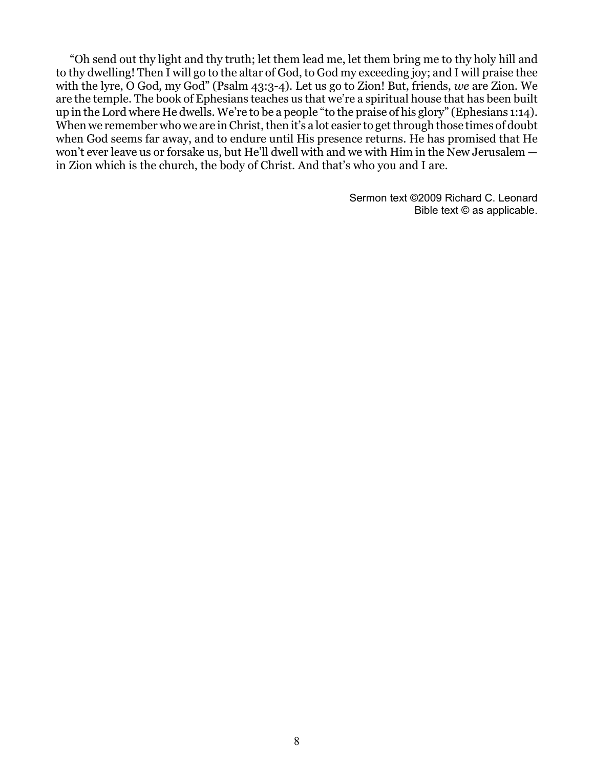“Oh send out thy light and thy truth; let them lead me, let them bring me to thy holy hill and to thy dwelling! Then I will go to the altar of God, to God my exceeding joy; and I will praise thee with the lyre, O God, my God” (Psalm 43:3-4). Let us go to Zion! But, friends, *we* are Zion. We are the temple. The book of Ephesians teaches us that we’re a spiritual house that has been built up in the Lord where He dwells. We’re to be a people “to the praise of his glory” (Ephesians 1:14). When we remember who we are in Christ, then it’s a lot easier to get through those times of doubt when God seems far away, and to endure until His presence returns. He has promised that He won’t ever leave us or forsake us, but He’ll dwell with and we with Him in the New Jerusalem — in Zion which is the church, the body of Christ. And that’s who you and I are.

Sermon text ©2009 Richard C. Leonard
Bible text © as applicable.